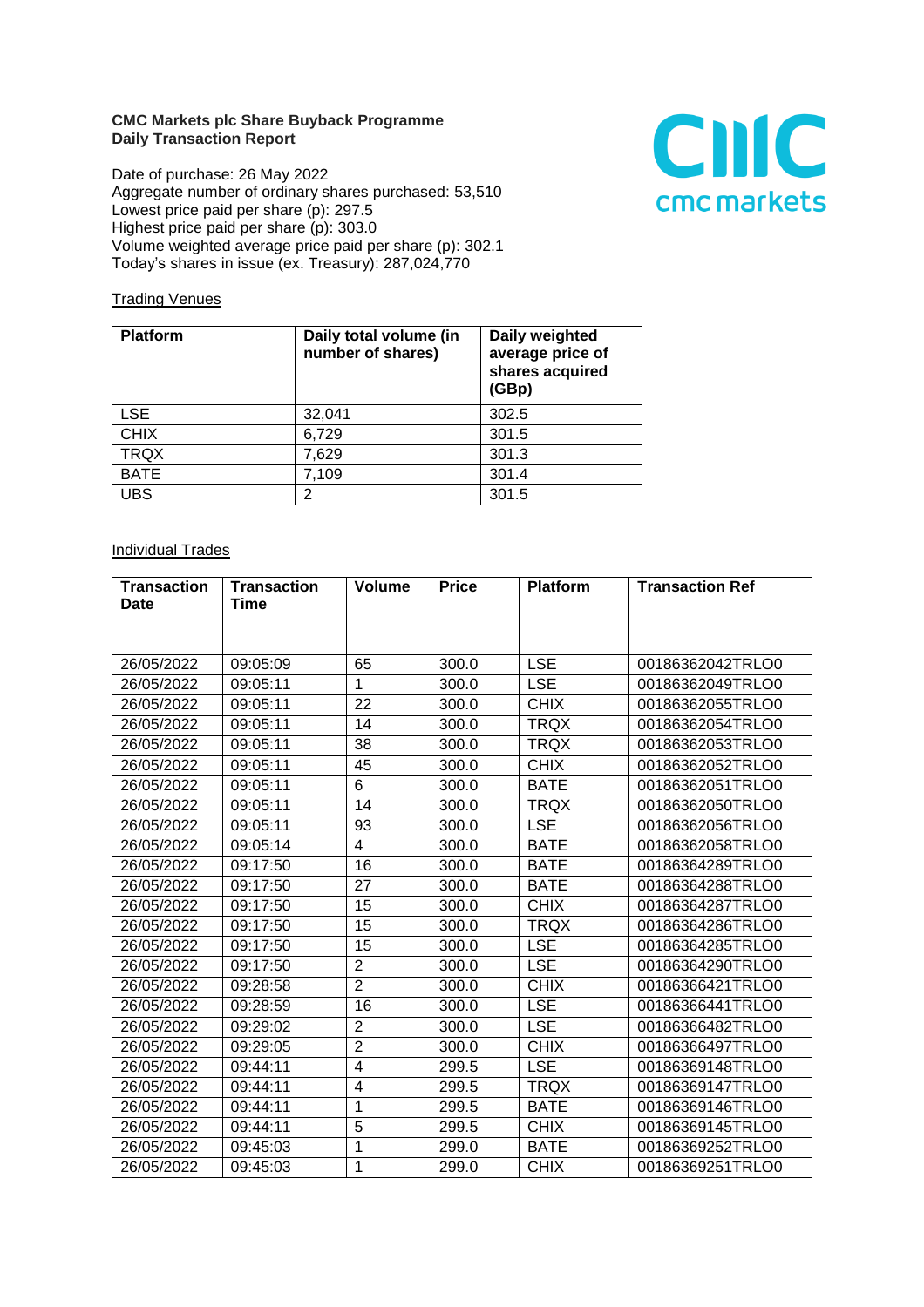**CMC Markets plc Share Buyback Programme**
**Daily Transaction Report**

Date of purchase: 26 May 2022
Aggregate number of ordinary shares purchased: 53,510
Lowest price paid per share (p): 297.5
Highest price paid per share (p): 303.0
Volume weighted average price paid per share (p): 302.1
Today's shares in issue (ex. Treasury): 287,024,770

Trading Venues

| Platform | Daily total volume (in number of shares) | Daily weighted average price of shares acquired (GBp) |
|---|---|---|
| LSE | 32,041 | 302.5 |
| CHIX | 6,729 | 301.5 |
| TRQX | 7,629 | 301.3 |
| BATE | 7,109 | 301.4 |
| UBS | 2 | 301.5 |

Individual Trades

| Transaction Date | Transaction Time | Volume | Price | Platform | Transaction Ref |
|---|---|---|---|---|---|
| 26/05/2022 | 09:05:09 | 65 | 300.0 | LSE | 00186362042TRLO0 |
| 26/05/2022 | 09:05:11 | 1 | 300.0 | LSE | 00186362049TRLO0 |
| 26/05/2022 | 09:05:11 | 22 | 300.0 | CHIX | 00186362055TRLO0 |
| 26/05/2022 | 09:05:11 | 14 | 300.0 | TRQX | 00186362054TRLO0 |
| 26/05/2022 | 09:05:11 | 38 | 300.0 | TRQX | 00186362053TRLO0 |
| 26/05/2022 | 09:05:11 | 45 | 300.0 | CHIX | 00186362052TRLO0 |
| 26/05/2022 | 09:05:11 | 6 | 300.0 | BATE | 00186362051TRLO0 |
| 26/05/2022 | 09:05:11 | 14 | 300.0 | TRQX | 00186362050TRLO0 |
| 26/05/2022 | 09:05:11 | 93 | 300.0 | LSE | 00186362056TRLO0 |
| 26/05/2022 | 09:05:14 | 4 | 300.0 | BATE | 00186362058TRLO0 |
| 26/05/2022 | 09:17:50 | 16 | 300.0 | BATE | 00186364289TRLO0 |
| 26/05/2022 | 09:17:50 | 27 | 300.0 | BATE | 00186364288TRLO0 |
| 26/05/2022 | 09:17:50 | 15 | 300.0 | CHIX | 00186364287TRLO0 |
| 26/05/2022 | 09:17:50 | 15 | 300.0 | TRQX | 00186364286TRLO0 |
| 26/05/2022 | 09:17:50 | 15 | 300.0 | LSE | 00186364285TRLO0 |
| 26/05/2022 | 09:17:50 | 2 | 300.0 | LSE | 00186364290TRLO0 |
| 26/05/2022 | 09:28:58 | 2 | 300.0 | CHIX | 00186366421TRLO0 |
| 26/05/2022 | 09:28:59 | 16 | 300.0 | LSE | 00186366441TRLO0 |
| 26/05/2022 | 09:29:02 | 2 | 300.0 | LSE | 00186366482TRLO0 |
| 26/05/2022 | 09:29:05 | 2 | 300.0 | CHIX | 00186366497TRLO0 |
| 26/05/2022 | 09:44:11 | 4 | 299.5 | LSE | 00186369148TRLO0 |
| 26/05/2022 | 09:44:11 | 4 | 299.5 | TRQX | 00186369147TRLO0 |
| 26/05/2022 | 09:44:11 | 1 | 299.5 | BATE | 00186369146TRLO0 |
| 26/05/2022 | 09:44:11 | 5 | 299.5 | CHIX | 00186369145TRLO0 |
| 26/05/2022 | 09:45:03 | 1 | 299.0 | BATE | 00186369252TRLO0 |
| 26/05/2022 | 09:45:03 | 1 | 299.0 | CHIX | 00186369251TRLO0 |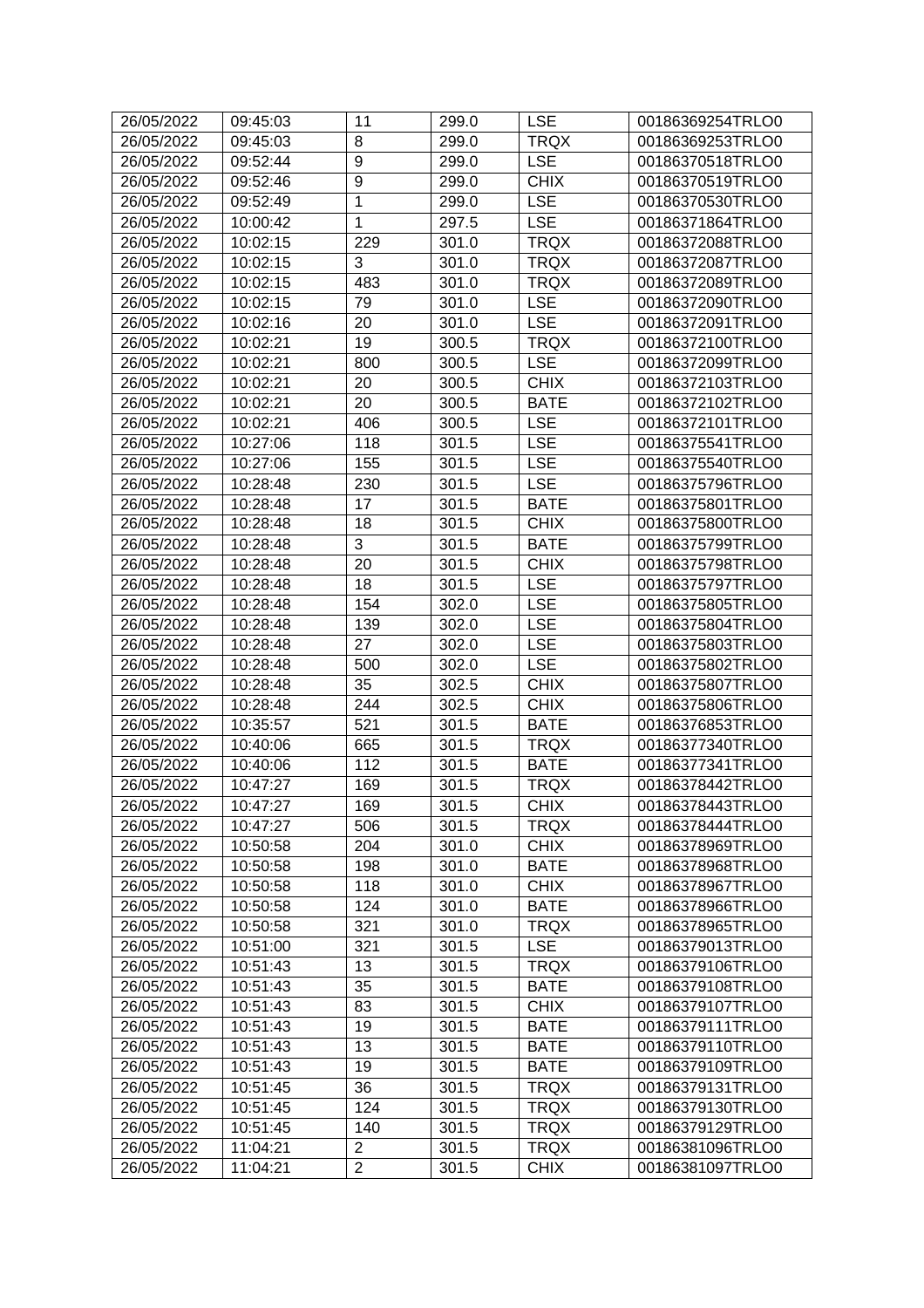| 26/05/2022 | 09:45:03 | 11 | 299.0 | LSE | 00186369254TRLO0 |
|---|---|---|---|---|---|
| 26/05/2022 | 09:45:03 | 8 | 299.0 | TRQX | 00186369253TRLO0 |
| 26/05/2022 | 09:52:44 | 9 | 299.0 | LSE | 00186370518TRLO0 |
| 26/05/2022 | 09:52:46 | 9 | 299.0 | CHIX | 00186370519TRLO0 |
| 26/05/2022 | 09:52:49 | 1 | 299.0 | LSE | 00186370530TRLO0 |
| 26/05/2022 | 10:00:42 | 1 | 297.5 | LSE | 00186371864TRLO0 |
| 26/05/2022 | 10:02:15 | 229 | 301.0 | TRQX | 00186372088TRLO0 |
| 26/05/2022 | 10:02:15 | 3 | 301.0 | TRQX | 00186372087TRLO0 |
| 26/05/2022 | 10:02:15 | 483 | 301.0 | TRQX | 00186372089TRLO0 |
| 26/05/2022 | 10:02:15 | 79 | 301.0 | LSE | 00186372090TRLO0 |
| 26/05/2022 | 10:02:16 | 20 | 301.0 | LSE | 00186372091TRLO0 |
| 26/05/2022 | 10:02:21 | 19 | 300.5 | TRQX | 00186372100TRLO0 |
| 26/05/2022 | 10:02:21 | 800 | 300.5 | LSE | 00186372099TRLO0 |
| 26/05/2022 | 10:02:21 | 20 | 300.5 | CHIX | 00186372103TRLO0 |
| 26/05/2022 | 10:02:21 | 20 | 300.5 | BATE | 00186372102TRLO0 |
| 26/05/2022 | 10:02:21 | 406 | 300.5 | LSE | 00186372101TRLO0 |
| 26/05/2022 | 10:27:06 | 118 | 301.5 | LSE | 00186375541TRLO0 |
| 26/05/2022 | 10:27:06 | 155 | 301.5 | LSE | 00186375540TRLO0 |
| 26/05/2022 | 10:28:48 | 230 | 301.5 | LSE | 00186375796TRLO0 |
| 26/05/2022 | 10:28:48 | 17 | 301.5 | BATE | 00186375801TRLO0 |
| 26/05/2022 | 10:28:48 | 18 | 301.5 | CHIX | 00186375800TRLO0 |
| 26/05/2022 | 10:28:48 | 3 | 301.5 | BATE | 00186375799TRLO0 |
| 26/05/2022 | 10:28:48 | 20 | 301.5 | CHIX | 00186375798TRLO0 |
| 26/05/2022 | 10:28:48 | 18 | 301.5 | LSE | 00186375797TRLO0 |
| 26/05/2022 | 10:28:48 | 154 | 302.0 | LSE | 00186375805TRLO0 |
| 26/05/2022 | 10:28:48 | 139 | 302.0 | LSE | 00186375804TRLO0 |
| 26/05/2022 | 10:28:48 | 27 | 302.0 | LSE | 00186375803TRLO0 |
| 26/05/2022 | 10:28:48 | 500 | 302.0 | LSE | 00186375802TRLO0 |
| 26/05/2022 | 10:28:48 | 35 | 302.5 | CHIX | 00186375807TRLO0 |
| 26/05/2022 | 10:28:48 | 244 | 302.5 | CHIX | 00186375806TRLO0 |
| 26/05/2022 | 10:35:57 | 521 | 301.5 | BATE | 00186376853TRLO0 |
| 26/05/2022 | 10:40:06 | 665 | 301.5 | TRQX | 00186377340TRLO0 |
| 26/05/2022 | 10:40:06 | 112 | 301.5 | BATE | 00186377341TRLO0 |
| 26/05/2022 | 10:47:27 | 169 | 301.5 | TRQX | 00186378442TRLO0 |
| 26/05/2022 | 10:47:27 | 169 | 301.5 | CHIX | 00186378443TRLO0 |
| 26/05/2022 | 10:47:27 | 506 | 301.5 | TRQX | 00186378444TRLO0 |
| 26/05/2022 | 10:50:58 | 204 | 301.0 | CHIX | 00186378969TRLO0 |
| 26/05/2022 | 10:50:58 | 198 | 301.0 | BATE | 00186378968TRLO0 |
| 26/05/2022 | 10:50:58 | 118 | 301.0 | CHIX | 00186378967TRLO0 |
| 26/05/2022 | 10:50:58 | 124 | 301.0 | BATE | 00186378966TRLO0 |
| 26/05/2022 | 10:50:58 | 321 | 301.0 | TRQX | 00186378965TRLO0 |
| 26/05/2022 | 10:51:00 | 321 | 301.5 | LSE | 00186379013TRLO0 |
| 26/05/2022 | 10:51:43 | 13 | 301.5 | TRQX | 00186379106TRLO0 |
| 26/05/2022 | 10:51:43 | 35 | 301.5 | BATE | 00186379108TRLO0 |
| 26/05/2022 | 10:51:43 | 83 | 301.5 | CHIX | 00186379107TRLO0 |
| 26/05/2022 | 10:51:43 | 19 | 301.5 | BATE | 00186379111TRLO0 |
| 26/05/2022 | 10:51:43 | 13 | 301.5 | BATE | 00186379110TRLO0 |
| 26/05/2022 | 10:51:43 | 19 | 301.5 | BATE | 00186379109TRLO0 |
| 26/05/2022 | 10:51:45 | 36 | 301.5 | TRQX | 00186379131TRLO0 |
| 26/05/2022 | 10:51:45 | 124 | 301.5 | TRQX | 00186379130TRLO0 |
| 26/05/2022 | 10:51:45 | 140 | 301.5 | TRQX | 00186379129TRLO0 |
| 26/05/2022 | 11:04:21 | 2 | 301.5 | TRQX | 00186381096TRLO0 |
| 26/05/2022 | 11:04:21 | 2 | 301.5 | CHIX | 00186381097TRLO0 |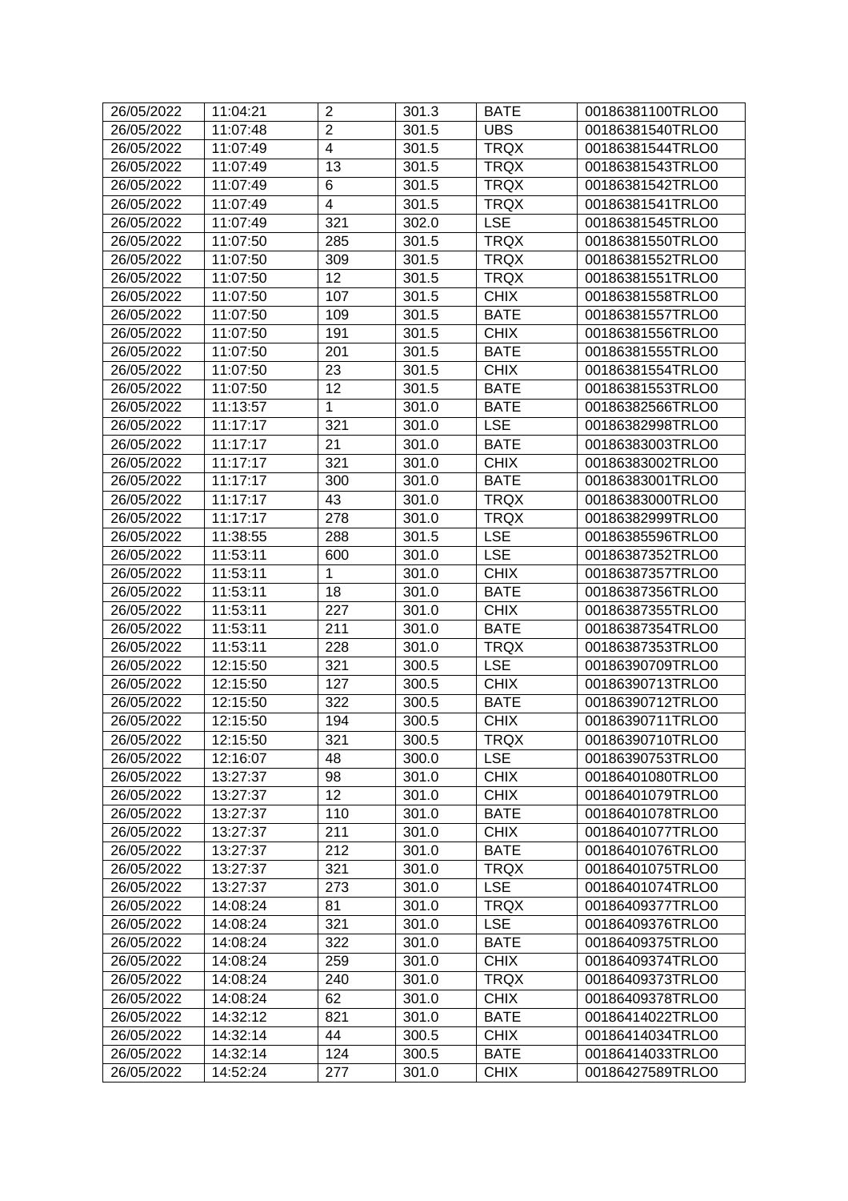| 26/05/2022 | 11:04:21 | 2 | 301.3 | BATE | 00186381100TRLO0 |
|---|---|---|---|---|---|
| 26/05/2022 | 11:07:48 | 2 | 301.5 | UBS | 00186381540TRLO0 |
| 26/05/2022 | 11:07:49 | 4 | 301.5 | TRQX | 00186381544TRLO0 |
| 26/05/2022 | 11:07:49 | 13 | 301.5 | TRQX | 00186381543TRLO0 |
| 26/05/2022 | 11:07:49 | 6 | 301.5 | TRQX | 00186381542TRLO0 |
| 26/05/2022 | 11:07:49 | 4 | 301.5 | TRQX | 00186381541TRLO0 |
| 26/05/2022 | 11:07:49 | 321 | 302.0 | LSE | 00186381545TRLO0 |
| 26/05/2022 | 11:07:50 | 285 | 301.5 | TRQX | 00186381550TRLO0 |
| 26/05/2022 | 11:07:50 | 309 | 301.5 | TRQX | 00186381552TRLO0 |
| 26/05/2022 | 11:07:50 | 12 | 301.5 | TRQX | 00186381551TRLO0 |
| 26/05/2022 | 11:07:50 | 107 | 301.5 | CHIX | 00186381558TRLO0 |
| 26/05/2022 | 11:07:50 | 109 | 301.5 | BATE | 00186381557TRLO0 |
| 26/05/2022 | 11:07:50 | 191 | 301.5 | CHIX | 00186381556TRLO0 |
| 26/05/2022 | 11:07:50 | 201 | 301.5 | BATE | 00186381555TRLO0 |
| 26/05/2022 | 11:07:50 | 23 | 301.5 | CHIX | 00186381554TRLO0 |
| 26/05/2022 | 11:07:50 | 12 | 301.5 | BATE | 00186381553TRLO0 |
| 26/05/2022 | 11:13:57 | 1 | 301.0 | BATE | 00186382566TRLO0 |
| 26/05/2022 | 11:17:17 | 321 | 301.0 | LSE | 00186382998TRLO0 |
| 26/05/2022 | 11:17:17 | 21 | 301.0 | BATE | 00186383003TRLO0 |
| 26/05/2022 | 11:17:17 | 321 | 301.0 | CHIX | 00186383002TRLO0 |
| 26/05/2022 | 11:17:17 | 300 | 301.0 | BATE | 00186383001TRLO0 |
| 26/05/2022 | 11:17:17 | 43 | 301.0 | TRQX | 00186383000TRLO0 |
| 26/05/2022 | 11:17:17 | 278 | 301.0 | TRQX | 00186382999TRLO0 |
| 26/05/2022 | 11:38:55 | 288 | 301.5 | LSE | 00186385596TRLO0 |
| 26/05/2022 | 11:53:11 | 600 | 301.0 | LSE | 00186387352TRLO0 |
| 26/05/2022 | 11:53:11 | 1 | 301.0 | CHIX | 00186387357TRLO0 |
| 26/05/2022 | 11:53:11 | 18 | 301.0 | BATE | 00186387356TRLO0 |
| 26/05/2022 | 11:53:11 | 227 | 301.0 | CHIX | 00186387355TRLO0 |
| 26/05/2022 | 11:53:11 | 211 | 301.0 | BATE | 00186387354TRLO0 |
| 26/05/2022 | 11:53:11 | 228 | 301.0 | TRQX | 00186387353TRLO0 |
| 26/05/2022 | 12:15:50 | 321 | 300.5 | LSE | 00186390709TRLO0 |
| 26/05/2022 | 12:15:50 | 127 | 300.5 | CHIX | 00186390713TRLO0 |
| 26/05/2022 | 12:15:50 | 322 | 300.5 | BATE | 00186390712TRLO0 |
| 26/05/2022 | 12:15:50 | 194 | 300.5 | CHIX | 00186390711TRLO0 |
| 26/05/2022 | 12:15:50 | 321 | 300.5 | TRQX | 00186390710TRLO0 |
| 26/05/2022 | 12:16:07 | 48 | 300.0 | LSE | 00186390753TRLO0 |
| 26/05/2022 | 13:27:37 | 98 | 301.0 | CHIX | 00186401080TRLO0 |
| 26/05/2022 | 13:27:37 | 12 | 301.0 | CHIX | 00186401079TRLO0 |
| 26/05/2022 | 13:27:37 | 110 | 301.0 | BATE | 00186401078TRLO0 |
| 26/05/2022 | 13:27:37 | 211 | 301.0 | CHIX | 00186401077TRLO0 |
| 26/05/2022 | 13:27:37 | 212 | 301.0 | BATE | 00186401076TRLO0 |
| 26/05/2022 | 13:27:37 | 321 | 301.0 | TRQX | 00186401075TRLO0 |
| 26/05/2022 | 13:27:37 | 273 | 301.0 | LSE | 00186401074TRLO0 |
| 26/05/2022 | 14:08:24 | 81 | 301.0 | TRQX | 00186409377TRLO0 |
| 26/05/2022 | 14:08:24 | 321 | 301.0 | LSE | 00186409376TRLO0 |
| 26/05/2022 | 14:08:24 | 322 | 301.0 | BATE | 00186409375TRLO0 |
| 26/05/2022 | 14:08:24 | 259 | 301.0 | CHIX | 00186409374TRLO0 |
| 26/05/2022 | 14:08:24 | 240 | 301.0 | TRQX | 00186409373TRLO0 |
| 26/05/2022 | 14:08:24 | 62 | 301.0 | CHIX | 00186409378TRLO0 |
| 26/05/2022 | 14:32:12 | 821 | 301.0 | BATE | 00186414022TRLO0 |
| 26/05/2022 | 14:32:14 | 44 | 300.5 | CHIX | 00186414034TRLO0 |
| 26/05/2022 | 14:32:14 | 124 | 300.5 | BATE | 00186414033TRLO0 |
| 26/05/2022 | 14:52:24 | 277 | 301.0 | CHIX | 00186427589TRLO0 |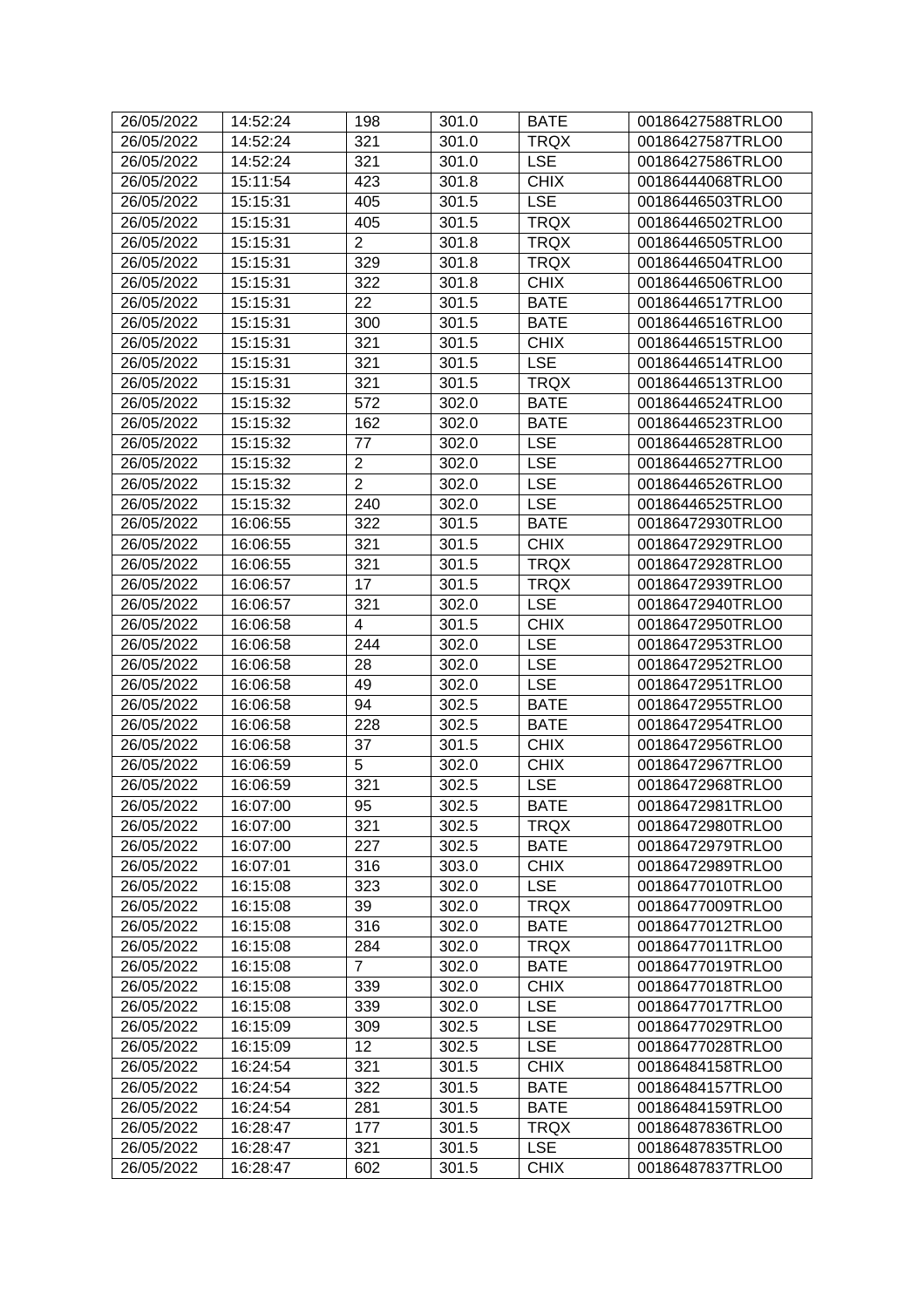| 26/05/2022 | 14:52:24 | 198 | 301.0 | BATE | 00186427588TRLO0 |
|---|---|---|---|---|---|
| 26/05/2022 | 14:52:24 | 321 | 301.0 | TRQX | 00186427587TRLO0 |
| 26/05/2022 | 14:52:24 | 321 | 301.0 | LSE | 00186427586TRLO0 |
| 26/05/2022 | 15:11:54 | 423 | 301.8 | CHIX | 00186444068TRLO0 |
| 26/05/2022 | 15:15:31 | 405 | 301.5 | LSE | 00186446503TRLO0 |
| 26/05/2022 | 15:15:31 | 405 | 301.5 | TRQX | 00186446502TRLO0 |
| 26/05/2022 | 15:15:31 | 2 | 301.8 | TRQX | 00186446505TRLO0 |
| 26/05/2022 | 15:15:31 | 329 | 301.8 | TRQX | 00186446504TRLO0 |
| 26/05/2022 | 15:15:31 | 322 | 301.8 | CHIX | 00186446506TRLO0 |
| 26/05/2022 | 15:15:31 | 22 | 301.5 | BATE | 00186446517TRLO0 |
| 26/05/2022 | 15:15:31 | 300 | 301.5 | BATE | 00186446516TRLO0 |
| 26/05/2022 | 15:15:31 | 321 | 301.5 | CHIX | 00186446515TRLO0 |
| 26/05/2022 | 15:15:31 | 321 | 301.5 | LSE | 00186446514TRLO0 |
| 26/05/2022 | 15:15:31 | 321 | 301.5 | TRQX | 00186446513TRLO0 |
| 26/05/2022 | 15:15:32 | 572 | 302.0 | BATE | 00186446524TRLO0 |
| 26/05/2022 | 15:15:32 | 162 | 302.0 | BATE | 00186446523TRLO0 |
| 26/05/2022 | 15:15:32 | 77 | 302.0 | LSE | 00186446528TRLO0 |
| 26/05/2022 | 15:15:32 | 2 | 302.0 | LSE | 00186446527TRLO0 |
| 26/05/2022 | 15:15:32 | 2 | 302.0 | LSE | 00186446526TRLO0 |
| 26/05/2022 | 15:15:32 | 240 | 302.0 | LSE | 00186446525TRLO0 |
| 26/05/2022 | 16:06:55 | 322 | 301.5 | BATE | 00186472930TRLO0 |
| 26/05/2022 | 16:06:55 | 321 | 301.5 | CHIX | 00186472929TRLO0 |
| 26/05/2022 | 16:06:55 | 321 | 301.5 | TRQX | 00186472928TRLO0 |
| 26/05/2022 | 16:06:57 | 17 | 301.5 | TRQX | 00186472939TRLO0 |
| 26/05/2022 | 16:06:57 | 321 | 302.0 | LSE | 00186472940TRLO0 |
| 26/05/2022 | 16:06:58 | 4 | 301.5 | CHIX | 00186472950TRLO0 |
| 26/05/2022 | 16:06:58 | 244 | 302.0 | LSE | 00186472953TRLO0 |
| 26/05/2022 | 16:06:58 | 28 | 302.0 | LSE | 00186472952TRLO0 |
| 26/05/2022 | 16:06:58 | 49 | 302.0 | LSE | 00186472951TRLO0 |
| 26/05/2022 | 16:06:58 | 94 | 302.5 | BATE | 00186472955TRLO0 |
| 26/05/2022 | 16:06:58 | 228 | 302.5 | BATE | 00186472954TRLO0 |
| 26/05/2022 | 16:06:58 | 37 | 301.5 | CHIX | 00186472956TRLO0 |
| 26/05/2022 | 16:06:59 | 5 | 302.0 | CHIX | 00186472967TRLO0 |
| 26/05/2022 | 16:06:59 | 321 | 302.5 | LSE | 00186472968TRLO0 |
| 26/05/2022 | 16:07:00 | 95 | 302.5 | BATE | 00186472981TRLO0 |
| 26/05/2022 | 16:07:00 | 321 | 302.5 | TRQX | 00186472980TRLO0 |
| 26/05/2022 | 16:07:00 | 227 | 302.5 | BATE | 00186472979TRLO0 |
| 26/05/2022 | 16:07:01 | 316 | 303.0 | CHIX | 00186472989TRLO0 |
| 26/05/2022 | 16:15:08 | 323 | 302.0 | LSE | 00186477010TRLO0 |
| 26/05/2022 | 16:15:08 | 39 | 302.0 | TRQX | 00186477009TRLO0 |
| 26/05/2022 | 16:15:08 | 316 | 302.0 | BATE | 00186477012TRLO0 |
| 26/05/2022 | 16:15:08 | 284 | 302.0 | TRQX | 00186477011TRLO0 |
| 26/05/2022 | 16:15:08 | 7 | 302.0 | BATE | 00186477019TRLO0 |
| 26/05/2022 | 16:15:08 | 339 | 302.0 | CHIX | 00186477018TRLO0 |
| 26/05/2022 | 16:15:08 | 339 | 302.0 | LSE | 00186477017TRLO0 |
| 26/05/2022 | 16:15:09 | 309 | 302.5 | LSE | 00186477029TRLO0 |
| 26/05/2022 | 16:15:09 | 12 | 302.5 | LSE | 00186477028TRLO0 |
| 26/05/2022 | 16:24:54 | 321 | 301.5 | CHIX | 00186484158TRLO0 |
| 26/05/2022 | 16:24:54 | 322 | 301.5 | BATE | 00186484157TRLO0 |
| 26/05/2022 | 16:24:54 | 281 | 301.5 | BATE | 00186484159TRLO0 |
| 26/05/2022 | 16:28:47 | 177 | 301.5 | TRQX | 00186487836TRLO0 |
| 26/05/2022 | 16:28:47 | 321 | 301.5 | LSE | 00186487835TRLO0 |
| 26/05/2022 | 16:28:47 | 602 | 301.5 | CHIX | 00186487837TRLO0 |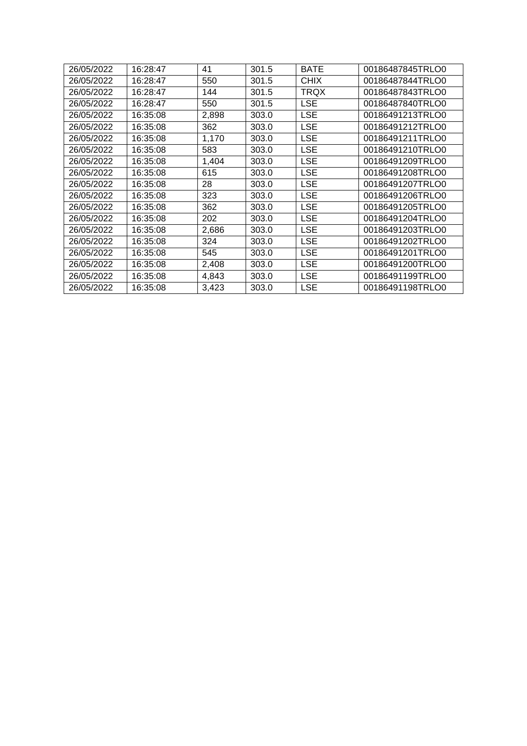| | | | | | |
|---|---|---|---|---|---|
| 26/05/2022 | 16:28:47 | 41 | 301.5 | BATE | 00186487845TRLO0 |
| 26/05/2022 | 16:28:47 | 550 | 301.5 | CHIX | 00186487844TRLO0 |
| 26/05/2022 | 16:28:47 | 144 | 301.5 | TRQX | 00186487843TRLO0 |
| 26/05/2022 | 16:28:47 | 550 | 301.5 | LSE | 00186487840TRLO0 |
| 26/05/2022 | 16:35:08 | 2,898 | 303.0 | LSE | 00186491213TRLO0 |
| 26/05/2022 | 16:35:08 | 362 | 303.0 | LSE | 00186491212TRLO0 |
| 26/05/2022 | 16:35:08 | 1,170 | 303.0 | LSE | 00186491211TRLO0 |
| 26/05/2022 | 16:35:08 | 583 | 303.0 | LSE | 00186491210TRLO0 |
| 26/05/2022 | 16:35:08 | 1,404 | 303.0 | LSE | 00186491209TRLO0 |
| 26/05/2022 | 16:35:08 | 615 | 303.0 | LSE | 00186491208TRLO0 |
| 26/05/2022 | 16:35:08 | 28 | 303.0 | LSE | 00186491207TRLO0 |
| 26/05/2022 | 16:35:08 | 323 | 303.0 | LSE | 00186491206TRLO0 |
| 26/05/2022 | 16:35:08 | 362 | 303.0 | LSE | 00186491205TRLO0 |
| 26/05/2022 | 16:35:08 | 202 | 303.0 | LSE | 00186491204TRLO0 |
| 26/05/2022 | 16:35:08 | 2,686 | 303.0 | LSE | 00186491203TRLO0 |
| 26/05/2022 | 16:35:08 | 324 | 303.0 | LSE | 00186491202TRLO0 |
| 26/05/2022 | 16:35:08 | 545 | 303.0 | LSE | 00186491201TRLO0 |
| 26/05/2022 | 16:35:08 | 2,408 | 303.0 | LSE | 00186491200TRLO0 |
| 26/05/2022 | 16:35:08 | 4,843 | 303.0 | LSE | 00186491199TRLO0 |
| 26/05/2022 | 16:35:08 | 3,423 | 303.0 | LSE | 00186491198TRLO0 |